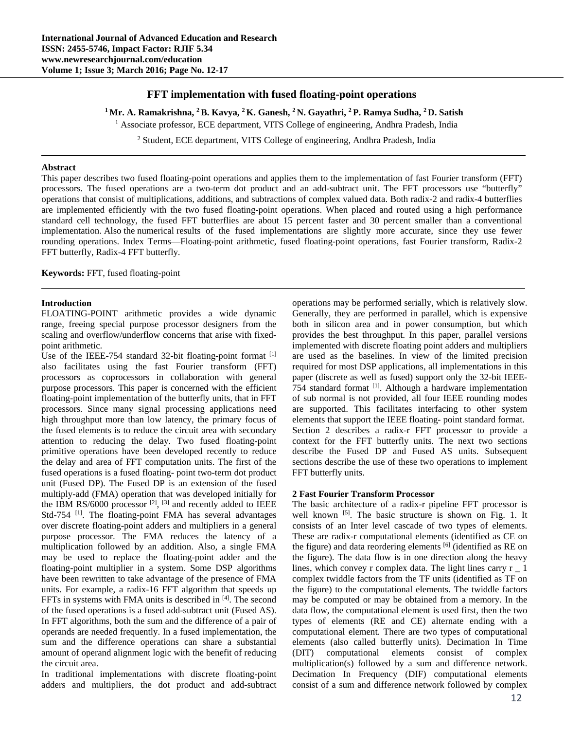# FFT implementation with fused floating-point operations

**[1] Mr. A. Ramakrishna, [2] B. Kavya, [2] K. Ganesh, [2] N. Gayathri, [2] P. Ramya Sudha, [2] D. Satish**

[1] Associate professor, ECE department, VITS College of engineering, Andhra Pradesh, India

[2] Student, ECE department, VITS College of engineering, Andhra Pradesh, India

## Abstract

This paper describes two fused floating-point operations and applies them to the implementation of fast Fourier transform (FFT) processors. The fused operations are a two-term dot product and an add-subtract unit. The FFT processors use "butterfly" operations that consist of multiplications, additions, and subtractions of complex valued data. Both radix-2 and radix-4 butterflies are implemented efficiently with the two fused floating-point operations. When placed and routed using a high performance standard cell technology, the fused FFT butterflies are about 15 percent faster and 30 percent smaller than a conventional implementation. Also the numerical results of the fused implementations are slightly more accurate, since they use fewer rounding operations. Index Terms—Floating-point arithmetic, fused floating-point operations, fast Fourier transform, Radix-2 FFT butterfly, Radix-4 FFT butterfly.

**Keywords:** FFT, fused floating-point

## Introduction

FLOATING-POINT arithmetic provides a wide dynamic range, freeing special purpose processor designers from the scaling and overflow/underflow concerns that arise with fixed-point arithmetic.

Use of the IEEE-754 standard 32-bit floating-point format [1] also facilitates using the fast Fourier transform (FFT) processors as coprocessors in collaboration with general purpose processors. This paper is concerned with the efficient floating-point implementation of the butterfly units, that in FFT processors. Since many signal processing applications need high throughput more than low latency, the primary focus of the fused elements is to reduce the circuit area with secondary attention to reducing the delay. Two fused floating-point primitive operations have been developed recently to reduce the delay and area of FFT computation units. The first of the fused operations is a fused floating- point two-term dot product unit (Fused DP). The Fused DP is an extension of the fused multiply-add (FMA) operation that was developed initially for the IBM RS/6000 processor [2], [3] and recently added to IEEE Std-754 [1]. The floating-point FMA has several advantages over discrete floating-point adders and multipliers in a general purpose processor. The FMA reduces the latency of a multiplication followed by an addition. Also, a single FMA may be used to replace the floating-point adder and the floating-point multiplier in a system. Some DSP algorithms have been rewritten to take advantage of the presence of FMA units. For example, a radix-16 FFT algorithm that speeds up FFTs in systems with FMA units is described in [4]. The second of the fused operations is a fused add-subtract unit (Fused AS). In FFT algorithms, both the sum and the difference of a pair of operands are needed frequently. In a fused implementation, the sum and the difference operations can share a substantial amount of operand alignment logic with the benefit of reducing the circuit area.

In traditional implementations with discrete floating-point adders and multipliers, the dot product and add-subtract operations may be performed serially, which is relatively slow. Generally, they are performed in parallel, which is expensive both in silicon area and in power consumption, but which provides the best throughput. In this paper, parallel versions implemented with discrete floating point adders and multipliers are used as the baselines. In view of the limited precision required for most DSP applications, all implementations in this paper (discrete as well as fused) support only the 32-bit IEEE-754 standard format [1]. Although a hardware implementation of sub normal is not provided, all four IEEE rounding modes are supported. This facilitates interfacing to other system elements that support the IEEE floating- point standard format.

Section 2 describes a radix-r FFT processor to provide a context for the FFT butterfly units. The next two sections describe the Fused DP and Fused AS units. Subsequent sections describe the use of these two operations to implement FFT butterfly units.

## 2 Fast Fourier Transform Processor

The basic architecture of a radix-r pipeline FFT processor is well known [5]. The basic structure is shown on Fig. 1. It consists of an Inter level cascade of two types of elements. These are radix-r computational elements (identified as CE on the figure) and data reordering elements [6] (identified as RE on the figure). The data flow is in one direction along the heavy lines, which convey r complex data. The light lines carry r _ 1 complex twiddle factors from the TF units (identified as TF on the figure) to the computational elements. The twiddle factors may be computed or may be obtained from a memory. In the data flow, the computational element is used first, then the two types of elements (RE and CE) alternate ending with a computational element. There are two types of computational elements (also called butterfly units). Decimation In Time (DIT) computational elements consist of complex multiplication(s) followed by a sum and difference network. Decimation In Frequency (DIF) computational elements consist of a sum and difference network followed by complex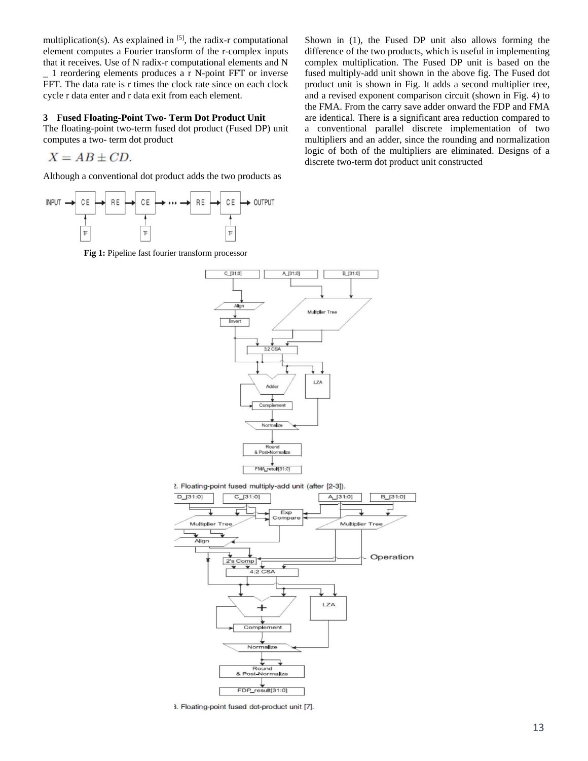multiplication(s). As explained in [5], the radix-r computational element computes a Fourier transform of the r-complex inputs that it receives. Use of N radix-r computational elements and N _ 1 reordering elements produces a r N-point FFT or inverse FFT. The data rate is r times the clock rate since on each clock cycle r data enter and r data exit from each element.

### 3 Fused Floating-Point Two- Term Dot Product Unit

The floating-point two-term fused dot product (Fused DP) unit computes a two- term dot product

$$X = AB \pm CD.$$

Although a conventional dot product adds the two products as

INPUT → CE → RE → CE → ··· → RE → CE → OUTPUT

TF TF TF

**Fig 1:** Pipeline fast fourier transform processor

C_[31:0] A_[31:0] B_[31:0]

Align

Invert

Multiplier Tree

3:2 CSA

Adder

LZA

Complement

Normalize

Round & Post-Normalize

FMA_result[31:0]

2. Floating-point fused multiply-add unit (after [2-3]).

D_[31:0] C_[31:0] A_[31:0] B_[31:0]

Exp Compare

Multiplier Tree

Multiplier Tree

Align

Operation

2's Comp

4:2 CSA

+

LZA

Complement

Normalize

Round & Post-Normalize

FDP_result[31:0]

3. Floating-point fused dot-product unit [7].

Shown in (1), the Fused DP unit also allows forming the difference of the two products, which is useful in implementing complex multiplication. The Fused DP unit is based on the fused multiply-add unit shown in the above fig. The Fused dot product unit is shown in Fig. It adds a second multiplier tree, and a revised exponent comparison circuit (shown in Fig. 4) to the FMA. From the carry save adder onward the FDP and FMA are identical. There is a significant area reduction compared to a conventional parallel discrete implementation of two multipliers and an adder, since the rounding and normalization logic of both of the multipliers are eliminated. Designs of a discrete two-term dot product unit constructed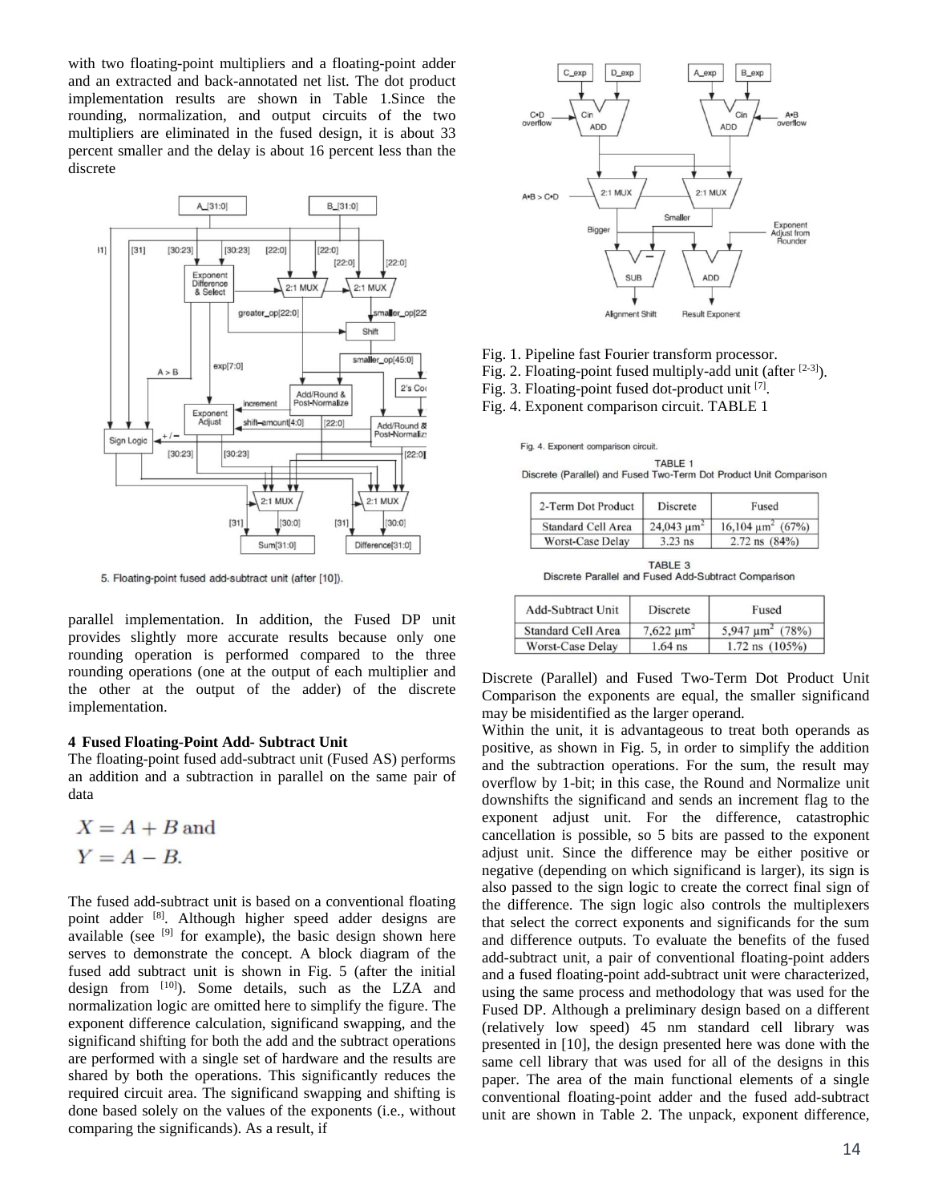with two floating-point multipliers and a floating-point adder and an extracted and back-annotated net list. The dot product implementation results are shown in Table 1.Since the rounding, normalization, and output circuits of the two multipliers are eliminated in the fused design, it is about 33 percent smaller and the delay is about 16 percent less than the discrete

5. Floating-point fused add-subtract unit (after [10]).

parallel implementation. In addition, the Fused DP unit provides slightly more accurate results because only one rounding operation is performed compared to the three rounding operations (one at the output of each multiplier and the other at the output of the adder) of the discrete implementation.

### 4 Fused Floating-Point Add- Subtract Unit

The floating-point fused add-subtract unit (Fused AS) performs an addition and a subtraction in parallel on the same pair of data

$$X = A + B \text{ and}$$
$$Y = A - B.$$

The fused add-subtract unit is based on a conventional floating point adder [8]. Although higher speed adder designs are available (see [9] for example), the basic design shown here serves to demonstrate the concept. A block diagram of the fused add subtract unit is shown in Fig. 5 (after the initial design from [10]). Some details, such as the LZA and normalization logic are omitted here to simplify the figure. The exponent difference calculation, significand swapping, and the significand shifting for both the add and the subtract operations are performed with a single set of hardware and the results are shared by both the operations. This significantly reduces the required circuit area. The significand swapping and shifting is done based solely on the values of the exponents (i.e., without comparing the significands). As a result, if

Fig. 1. Pipeline fast Fourier transform processor.
Fig. 2. Floating-point fused multiply-add unit (after [2-3]).
Fig. 3. Floating-point fused dot-product unit [7].
Fig. 4. Exponent comparison circuit. TABLE 1

Fig. 4. Exponent comparison circuit.

TABLE 1
Discrete (Parallel) and Fused Two-Term Dot Product Unit Comparison

| 2-Term Dot Product | Discrete | Fused |
| --- | --- | --- |
| Standard Cell Area | 24,043 μm² | 16,104 μm² (67%) |
| Worst-Case Delay | 3.23 ns | 2.72 ns (84%) |

TABLE 3
Discrete Parallel and Fused Add-Subtract Comparison

| Add-Subtract Unit | Discrete | Fused |
| --- | --- | --- |
| Standard Cell Area | 7,622 μm² | 5,947 μm² (78%) |
| Worst-Case Delay | 1.64 ns | 1.72 ns (105%) |

Discrete (Parallel) and Fused Two-Term Dot Product Unit Comparison the exponents are equal, the smaller significand may be misidentified as the larger operand.

Within the unit, it is advantageous to treat both operands as positive, as shown in Fig. 5, in order to simplify the addition and the subtraction operations. For the sum, the result may overflow by 1-bit; in this case, the Round and Normalize unit downshifts the significand and sends an increment flag to the exponent adjust unit. For the difference, catastrophic cancellation is possible, so 5 bits are passed to the exponent adjust unit. Since the difference may be either positive or negative (depending on which significand is larger), its sign is also passed to the sign logic to create the correct final sign of the difference. The sign logic also controls the multiplexers that select the correct exponents and significands for the sum and difference outputs. To evaluate the benefits of the fused add-subtract unit, a pair of conventional floating-point adders and a fused floating-point add-subtract unit were characterized, using the same process and methodology that was used for the Fused DP. Although a preliminary design based on a different (relatively low speed) 45 nm standard cell library was presented in [10], the design presented here was done with the same cell library that was used for all of the designs in this paper. The area of the main functional elements of a single conventional floating-point adder and the fused add-subtract unit are shown in Table 2. The unpack, exponent difference,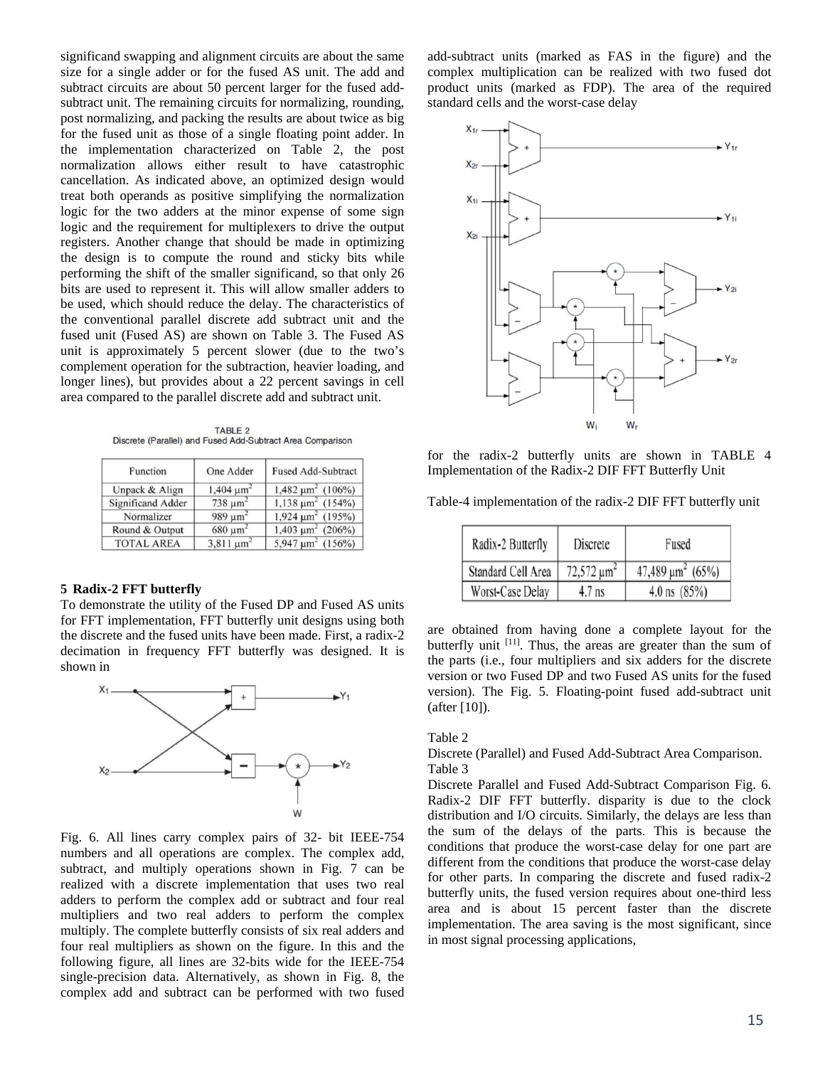significand swapping and alignment circuits are about the same size for a single adder or for the fused AS unit. The add and subtract circuits are about 50 percent larger for the fused add-subtract unit. The remaining circuits for normalizing, rounding, post normalizing, and packing the results are about twice as big for the fused unit as those of a single floating point adder. In the implementation characterized on Table 2, the post normalization allows either result to have catastrophic cancellation. As indicated above, an optimized design would treat both operands as positive simplifying the normalization logic for the two adders at the minor expense of some sign logic and the requirement for multiplexers to drive the output registers. Another change that should be made in optimizing the design is to compute the round and sticky bits while performing the shift of the smaller significand, so that only 26 bits are used to represent it. This will allow smaller adders to be used, which should reduce the delay. The characteristics of the conventional parallel discrete add subtract unit and the fused unit (Fused AS) are shown on Table 3. The Fused AS unit is approximately 5 percent slower (due to the two's complement operation for the subtraction, heavier loading, and longer lines), but provides about a 22 percent savings in cell area compared to the parallel discrete add and subtract unit.

TABLE 2
Discrete (Parallel) and Fused Add-Subtract Area Comparison

| Function | One Adder | Fused Add-Subtract |
|---|---|---|
| Unpack & Align | 1,404 $\mu m^2$ | 1,482 $\mu m^2$ (106%) |
| Significand Adder | 738 $\mu m^2$ | 1,138 $\mu m^2$ (154%) |
| Normalizer | 989 $\mu m^2$ | 1,924 $\mu m^2$ (195%) |
| Round & Output | 680 $\mu m^2$ | 1,403 $\mu m^2$ (206%) |
| TOTAL AREA | 3,811 $\mu m^2$ | 5,947 $\mu m^2$ (156%) |

## 5 Radix-2 FFT butterfly

To demonstrate the utility of the Fused DP and Fused AS units for FFT implementation, FFT butterfly unit designs using both the discrete and the fused units have been made. First, a radix-2 decimation in frequency FFT butterfly was designed. It is shown in

X1
X2
+
−
Y1
Y2
W

Fig. 6. All lines carry complex pairs of 32- bit IEEE-754 numbers and all operations are complex. The complex add, subtract, and multiply operations shown in Fig. 7 can be realized with a discrete implementation that uses two real adders to perform the complex add or subtract and four real multipliers and two real adders to perform the complex multiply. The complete butterfly consists of six real adders and four real multipliers as shown on the figure. In this and the following figure, all lines are 32-bits wide for the IEEE-754 single-precision data. Alternatively, as shown in Fig. 8, the complex add and subtract can be performed with two fused add-subtract units (marked as FAS in the figure) and the complex multiplication can be realized with two fused dot product units (marked as FDP). The area of the required standard cells and the worst-case delay

X1r
X2r
X1i
X2i
Y1r
Y1i
Y2i
Y2r
Wi
Wr

for the radix-2 butterfly units are shown in TABLE 4 Implementation of the Radix-2 DIF FFT Butterfly Unit

Table-4 implementation of the radix-2 DIF FFT butterfly unit

| Radix-2 Butterfly | Discrete | Fused |
|---|---|---|
| Standard Cell Area | 72,572 $\mu m^2$ | 47,489 $\mu m^2$ (65%) |
| Worst-Case Delay | 4.7 ns | 4.0 ns (85%) |

are obtained from having done a complete layout for the butterfly unit [11]. Thus, the areas are greater than the sum of the parts (i.e., four multipliers and six adders for the discrete version or two Fused DP and two Fused AS units for the fused version). The Fig. 5. Floating-point fused add-subtract unit (after [10]).

Table 2
Discrete (Parallel) and Fused Add-Subtract Area Comparison.
Table 3
Discrete Parallel and Fused Add-Subtract Comparison Fig. 6. Radix-2 DIF FFT butterfly. disparity is due to the clock distribution and I/O circuits. Similarly, the delays are less than the sum of the delays of the parts. This is because the conditions that produce the worst-case delay for one part are different from the conditions that produce the worst-case delay for other parts. In comparing the discrete and fused radix-2 butterfly units, the fused version requires about one-third less area and is about 15 percent faster than the discrete implementation. The area saving is the most significant, since in most signal processing applications,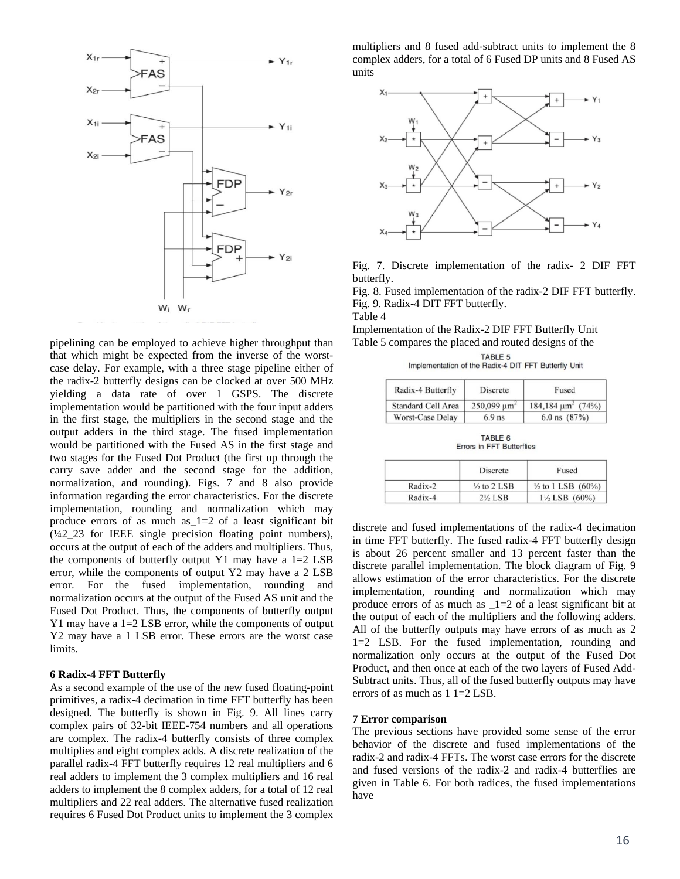pipelining can be employed to achieve higher throughput than that which might be expected from the inverse of the worst-case delay. For example, with a three stage pipeline either of the radix-2 butterfly designs can be clocked at over 500 MHz yielding a data rate of over 1 GSPS. The discrete implementation would be partitioned with the four input adders in the first stage, the multipliers in the second stage and the output adders in the third stage. The fused implementation would be partitioned with the Fused AS in the first stage and two stages for the Fused Dot Product (the first up through the carry save adder and the second stage for the addition, normalization, and rounding). Figs. 7 and 8 also provide information regarding the error characteristics. For the discrete implementation, rounding and normalization which may produce errors of as much as_1=2 of a least significant bit (¼2_23 for IEEE single precision floating point numbers), occurs at the output of each of the adders and multipliers. Thus, the components of butterfly output Y1 may have a 1=2 LSB error, while the components of output Y2 may have a 2 LSB error. For the fused implementation, rounding and normalization occurs at the output of the Fused AS unit and the Fused Dot Product. Thus, the components of butterfly output Y1 may have a 1=2 LSB error, while the components of output Y2 may have a 1 LSB error. These errors are the worst case limits.

**6 Radix-4 FFT Butterfly**

As a second example of the use of the new fused floating-point primitives, a radix-4 decimation in time FFT butterfly has been designed. The butterfly is shown in Fig. 9. All lines carry complex pairs of 32-bit IEEE-754 numbers and all operations are complex. The radix-4 butterfly consists of three complex multiplies and eight complex adds. A discrete realization of the parallel radix-4 FFT butterfly requires 12 real multipliers and 6 real adders to implement the 3 complex multipliers and 16 real adders to implement the 8 complex adders, for a total of 12 real multipliers and 22 real adders. The alternative fused realization requires 6 Fused Dot Product units to implement the 3 complex multipliers and 8 fused add-subtract units to implement the 8 complex adders, for a total of 6 Fused DP units and 8 Fused AS units

Fig. 7. Discrete implementation of the radix- 2 DIF FFT butterfly.
Fig. 8. Fused implementation of the radix-2 DIF FFT butterfly.
Fig. 9. Radix-4 DIT FFT butterfly.
Table 4
Implementation of the Radix-2 DIF FFT Butterfly Unit
Table 5 compares the placed and routed designs of the

TABLE 5
Implementation of the Radix-4 DIT FFT Butterfly Unit

| Radix-4 Butterfly | Discrete | Fused |
|---|---|---|
| Standard Cell Area | 250,099 μm$^2$ | 184,184 μm$^2$ (74%) |
| Worst-Case Delay | 6.9 ns | 6.0 ns (87%) |

TABLE 6
Errors in FFT Butterflies

| | Discrete | Fused |
|---|---|---|
| Radix-2 | ½ to 2 LSB | ½ to 1 LSB (60%) |
| Radix-4 | 2½ LSB | 1½ LSB (60%) |

discrete and fused implementations of the radix-4 decimation in time FFT butterfly. The fused radix-4 FFT butterfly design is about 26 percent smaller and 13 percent faster than the discrete parallel implementation. The block diagram of Fig. 9 allows estimation of the error characteristics. For the discrete implementation, rounding and normalization which may produce errors of as much as _1=2 of a least significant bit at the output of each of the multipliers and the following adders. All of the butterfly outputs may have errors of as much as 2 1=2 LSB. For the fused implementation, rounding and normalization only occurs at the output of the Fused Dot Product, and then once at each of the two layers of Fused Add-Subtract units. Thus, all of the fused butterfly outputs may have errors of as much as 1 1=2 LSB.

**7 Error comparison**

The previous sections have provided some sense of the error behavior of the discrete and fused implementations of the radix-2 and radix-4 FFTs. The worst case errors for the discrete and fused versions of the radix-2 and radix-4 butterflies are given in Table 6. For both radices, the fused implementations have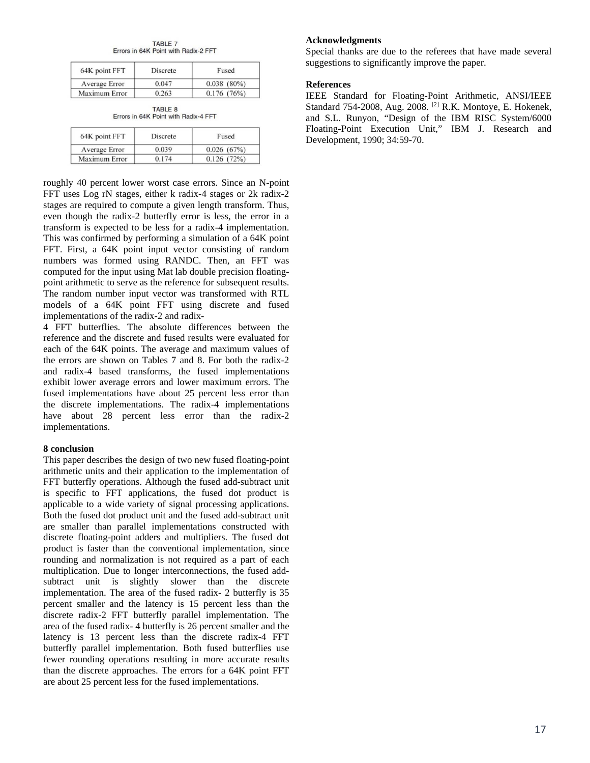TABLE 7
Errors in 64K Point with Radix-2 FFT

| 64K point FFT | Discrete | Fused |
|---|---|---|
| Average Error | 0.047 | 0.038 (80%) |
| Maximum Error | 0.263 | 0.176 (76%) |

TABLE 8
Errors in 64K Point with Radix-4 FFT

| 64K point FFT | Discrete | Fused |
|---|---|---|
| Average Error | 0.039 | 0.026 (67%) |
| Maximum Error | 0.174 | 0.126 (72%) |

roughly 40 percent lower worst case errors. Since an N-point FFT uses Log rN stages, either k radix-4 stages or 2k radix-2 stages are required to compute a given length transform. Thus, even though the radix-2 butterfly error is less, the error in a transform is expected to be less for a radix-4 implementation. This was confirmed by performing a simulation of a 64K point FFT. First, a 64K point input vector consisting of random numbers was formed using RANDC. Then, an FFT was computed for the input using Mat lab double precision floating-point arithmetic to serve as the reference for subsequent results. The random number input vector was transformed with RTL models of a 64K point FFT using discrete and fused implementations of the radix-2 and radix-
4 FFT butterflies. The absolute differences between the reference and the discrete and fused results were evaluated for each of the 64K points. The average and maximum values of the errors are shown on Tables 7 and 8. For both the radix-2 and radix-4 based transforms, the fused implementations exhibit lower average errors and lower maximum errors. The fused implementations have about 25 percent less error than the discrete implementations. The radix-4 implementations have about 28 percent less error than the radix-2 implementations.

**8 conclusion**

This paper describes the design of two new fused floating-point arithmetic units and their application to the implementation of FFT butterfly operations. Although the fused add-subtract unit is specific to FFT applications, the fused dot product is applicable to a wide variety of signal processing applications. Both the fused dot product unit and the fused add-subtract unit are smaller than parallel implementations constructed with discrete floating-point adders and multipliers. The fused dot product is faster than the conventional implementation, since rounding and normalization is not required as a part of each multiplication. Due to longer interconnections, the fused add-subtract unit is slightly slower than the discrete implementation. The area of the fused radix- 2 butterfly is 35 percent smaller and the latency is 15 percent less than the discrete radix-2 FFT butterfly parallel implementation. The area of the fused radix- 4 butterfly is 26 percent smaller and the latency is 13 percent less than the discrete radix-4 FFT butterfly parallel implementation. Both fused butterflies use fewer rounding operations resulting in more accurate results than the discrete approaches. The errors for a 64K point FFT are about 25 percent less for the fused implementations.

**Acknowledgments**

Special thanks are due to the referees that have made several suggestions to significantly improve the paper.

**References**

IEEE Standard for Floating-Point Arithmetic, ANSI/IEEE Standard 754-2008, Aug. 2008. [2] R.K. Montoye, E. Hokenek, and S.L. Runyon, "Design of the IBM RISC System/6000 Floating-Point Execution Unit," IBM J. Research and Development, 1990; 34:59-70.